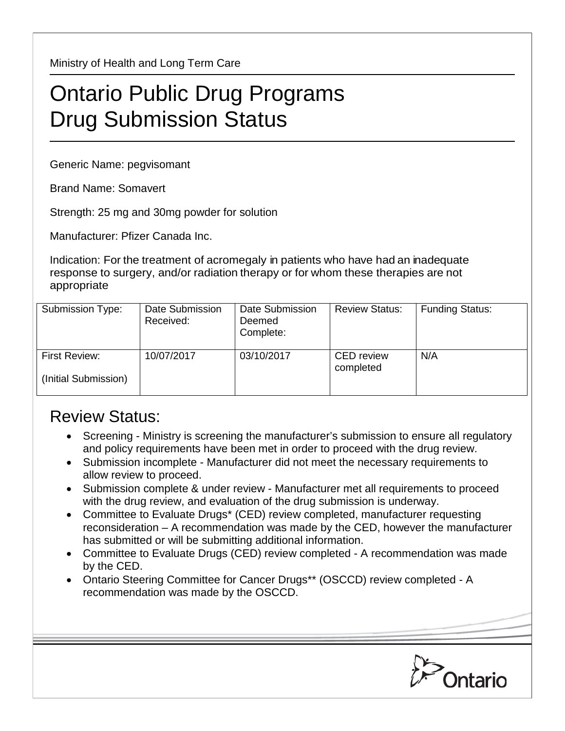Ministry of Health and Long Term Care

# Ontario Public Drug Programs
# Drug Submission Status

Generic Name: pegvisomant

Brand Name: Somavert

Strength: 25 mg and 30mg powder for solution

Manufacturer: Pfizer Canada Inc.

Indication: For the treatment of acromegaly in patients who have had an inadequate response to surgery, and/or radiation therapy or for whom these therapies are not appropriate

| Submission Type: | Date Submission Received: | Date Submission Deemed Complete: | Review Status: | Funding Status: |
|---|---|---|---|---|
| First Review: (Initial Submission) | 10/07/2017 | 03/10/2017 | CED review completed | N/A |

## Review Status:

- Screening - Ministry is screening the manufacturer's submission to ensure all regulatory and policy requirements have been met in order to proceed with the drug review.
- Submission incomplete - Manufacturer did not meet the necessary requirements to allow review to proceed.
- Submission complete & under review - Manufacturer met all requirements to proceed with the drug review, and evaluation of the drug submission is underway.
- Committee to Evaluate Drugs* (CED) review completed, manufacturer requesting reconsideration – A recommendation was made by the CED, however the manufacturer has submitted or will be submitting additional information.
- Committee to Evaluate Drugs (CED) review completed - A recommendation was made by the CED.
- Ontario Steering Committee for Cancer Drugs** (OSCCD) review completed - A recommendation was made by the OSCCD.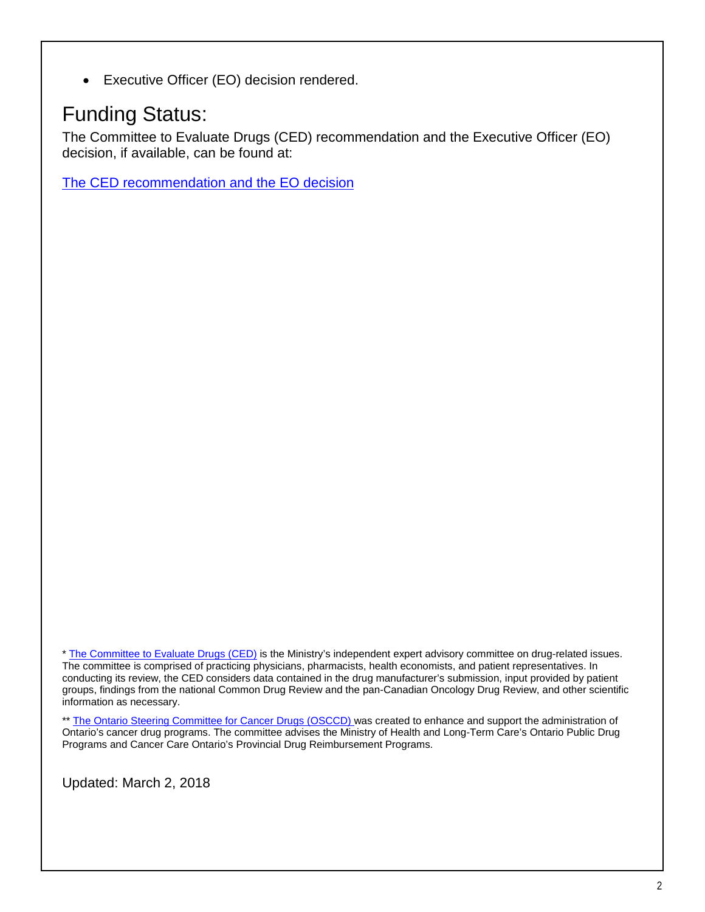- Executive Officer (EO) decision rendered.

## Funding Status:

The Committee to Evaluate Drugs (CED) recommendation and the Executive Officer (EO) decision, if available, can be found at:

The CED recommendation and the EO decision

* The Committee to Evaluate Drugs (CED) is the Ministry's independent expert advisory committee on drug-related issues. The committee is comprised of practicing physicians, pharmacists, health economists, and patient representatives. In conducting its review, the CED considers data contained in the drug manufacturer's submission, input provided by patient groups, findings from the national Common Drug Review and the pan-Canadian Oncology Drug Review, and other scientific information as necessary.

** The Ontario Steering Committee for Cancer Drugs (OSCCD) was created to enhance and support the administration of Ontario's cancer drug programs. The committee advises the Ministry of Health and Long-Term Care's Ontario Public Drug Programs and Cancer Care Ontario's Provincial Drug Reimbursement Programs.

Updated: March 2, 2018